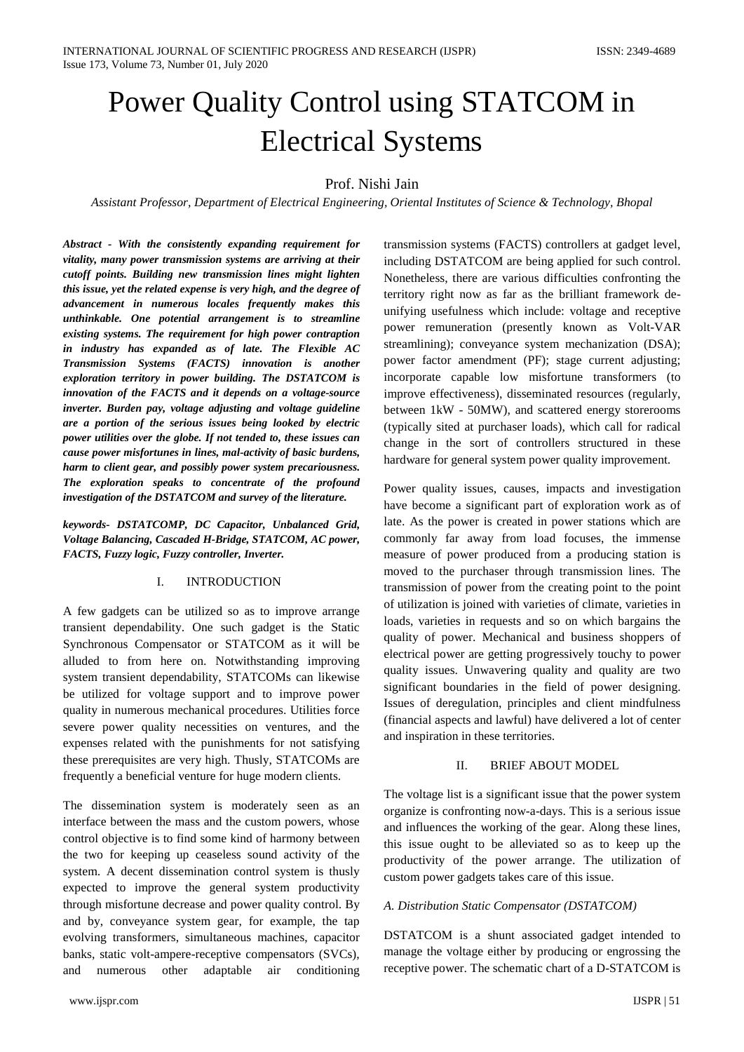# Power Quality Control using STATCOM in Electrical Systems

Prof. Nishi Jain

*Assistant Professor, Department of Electrical Engineering, Oriental Institutes of Science & Technology, Bhopal*

***Abstract - With the consistently expanding requirement for vitality, many power transmission systems are arriving at their cutoff points. Building new transmission lines might lighten this issue, yet the related expense is very high, and the degree of advancement in numerous locales frequently makes this unthinkable. One potential arrangement is to streamline existing systems. The requirement for high power contraption in industry has expanded as of late. The Flexible AC Transmission Systems (FACTS) innovation is another exploration territory in power building. The DSTATCOM is innovation of the FACTS and it depends on a voltage-source inverter. Burden pay, voltage adjusting and voltage guideline are a portion of the serious issues being looked by electric power utilities over the globe. If not tended to, these issues can cause power misfortunes in lines, mal-activity of basic burdens, harm to client gear, and possibly power system precariousness. The exploration speaks to concentrate of the profound investigation of the DSTATCOM and survey of the literature.***

***keywords- DSTATCOMP, DC Capacitor, Unbalanced Grid, Voltage Balancing, Cascaded H-Bridge, STATCOM, AC power, FACTS, Fuzzy logic, Fuzzy controller, Inverter.***

## I. INTRODUCTION

A few gadgets can be utilized so as to improve arrange transient dependability. One such gadget is the Static Synchronous Compensator or STATCOM as it will be alluded to from here on. Notwithstanding improving system transient dependability, STATCOMs can likewise be utilized for voltage support and to improve power quality in numerous mechanical procedures. Utilities force severe power quality necessities on ventures, and the expenses related with the punishments for not satisfying these prerequisites are very high. Thusly, STATCOMs are frequently a beneficial venture for huge modern clients.

The dissemination system is moderately seen as an interface between the mass and the custom powers, whose control objective is to find some kind of harmony between the two for keeping up ceaseless sound activity of the system. A decent dissemination control system is thusly expected to improve the general system productivity through misfortune decrease and power quality control. By and by, conveyance system gear, for example, the tap evolving transformers, simultaneous machines, capacitor banks, static volt-ampere-receptive compensators (SVCs), and numerous other adaptable air conditioning transmission systems (FACTS) controllers at gadget level, including DSTATCOM are being applied for such control. Nonetheless, there are various difficulties confronting the territory right now as far as the brilliant framework de-unifying usefulness which include: voltage and receptive power remuneration (presently known as Volt-VAR streamlining); conveyance system mechanization (DSA); power factor amendment (PF); stage current adjusting; incorporate capable low misfortune transformers (to improve effectiveness), disseminated resources (regularly, between 1kW - 50MW), and scattered energy storerooms (typically sited at purchaser loads), which call for radical change in the sort of controllers structured in these hardware for general system power quality improvement.

Power quality issues, causes, impacts and investigation have become a significant part of exploration work as of late. As the power is created in power stations which are commonly far away from load focuses, the immense measure of power produced from a producing station is moved to the purchaser through transmission lines. The transmission of power from the creating point to the point of utilization is joined with varieties of climate, varieties in loads, varieties in requests and so on which bargains the quality of power. Mechanical and business shoppers of electrical power are getting progressively touchy to power quality issues. Unwavering quality and quality are two significant boundaries in the field of power designing. Issues of deregulation, principles and client mindfulness (financial aspects and lawful) have delivered a lot of center and inspiration in these territories.

## II. BRIEF ABOUT MODEL

The voltage list is a significant issue that the power system organize is confronting now-a-days. This is a serious issue and influences the working of the gear. Along these lines, this issue ought to be alleviated so as to keep up the productivity of the power arrange. The utilization of custom power gadgets takes care of this issue.

### *A. Distribution Static Compensator (DSTATCOM)*

DSTATCOM is a shunt associated gadget intended to manage the voltage either by producing or engrossing the receptive power. The schematic chart of a D-STATCOM is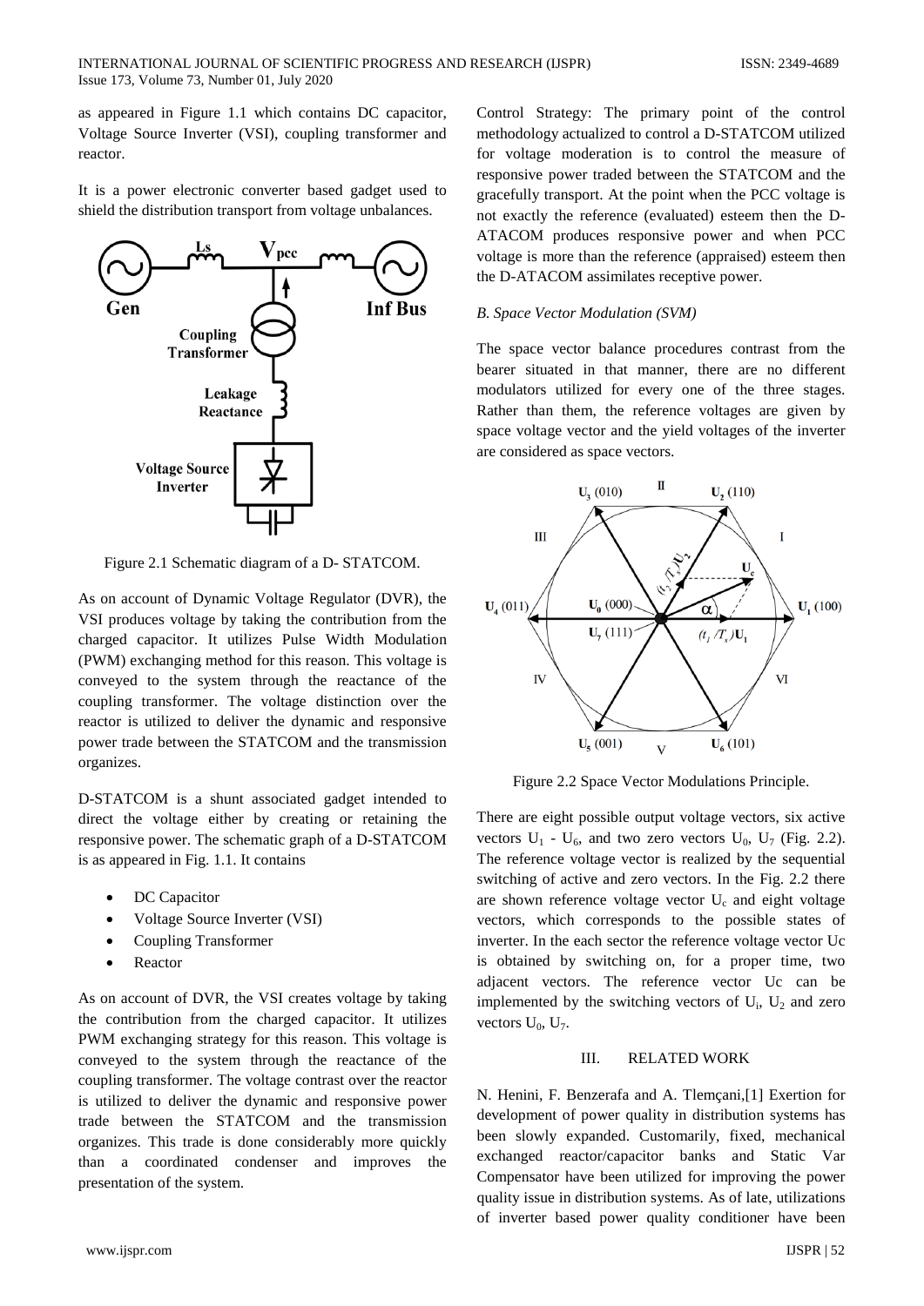as appeared in Figure 1.1 which contains DC capacitor, Voltage Source Inverter (VSI), coupling transformer and reactor.

It is a power electronic converter based gadget used to shield the distribution transport from voltage unbalances.

Figure 2.1 Schematic diagram of a D- STATCOM.

As on account of Dynamic Voltage Regulator (DVR), the VSI produces voltage by taking the contribution from the charged capacitor. It utilizes Pulse Width Modulation (PWM) exchanging method for this reason. This voltage is conveyed to the system through the reactance of the coupling transformer. The voltage distinction over the reactor is utilized to deliver the dynamic and responsive power trade between the STATCOM and the transmission organizes.

D-STATCOM is a shunt associated gadget intended to direct the voltage either by creating or retaining the responsive power. The schematic graph of a D-STATCOM is as appeared in Fig. 1.1. It contains

- DC Capacitor
- Voltage Source Inverter (VSI)
- Coupling Transformer
- Reactor

As on account of DVR, the VSI creates voltage by taking the contribution from the charged capacitor. It utilizes PWM exchanging strategy for this reason. This voltage is conveyed to the system through the reactance of the coupling transformer. The voltage contrast over the reactor is utilized to deliver the dynamic and responsive power trade between the STATCOM and the transmission organizes. This trade is done considerably more quickly than a coordinated condenser and improves the presentation of the system.

Control Strategy: The primary point of the control methodology actualized to control a D-STATCOM utilized for voltage moderation is to control the measure of responsive power traded between the STATCOM and the gracefully transport. At the point when the PCC voltage is not exactly the reference (evaluated) esteem then the D-ATACOM produces responsive power and when PCC voltage is more than the reference (appraised) esteem then the D-ATACOM assimilates receptive power.

*B. Space Vector Modulation (SVM)*

The space vector balance procedures contrast from the bearer situated in that manner, there are no different modulators utilized for every one of the three stages. Rather than them, the reference voltages are given by space voltage vector and the yield voltages of the inverter are considered as space vectors.

Figure 2.2 Space Vector Modulations Principle.

There are eight possible output voltage vectors, six active vectors $U_1$ - $U_6$, and two zero vectors $U_0$, $U_7$ (Fig. 2.2). The reference voltage vector is realized by the sequential switching of active and zero vectors. In the Fig. 2.2 there are shown reference voltage vector $U_c$ and eight voltage vectors, which corresponds to the possible states of inverter. In the each sector the reference voltage vector Uc is obtained by switching on, for a proper time, two adjacent vectors. The reference vector Uc can be implemented by the switching vectors of $U_i$, $U_2$ and zero vectors $U_0$, $U_7$.

## III. RELATED WORK

N. Henini, F. Benzerafa and A. Tlemçani,[1] Exertion for development of power quality in distribution systems has been slowly expanded. Customarily, fixed, mechanical exchanged reactor/capacitor banks and Static Var Compensator have been utilized for improving the power quality issue in distribution systems. As of late, utilizations of inverter based power quality conditioner have been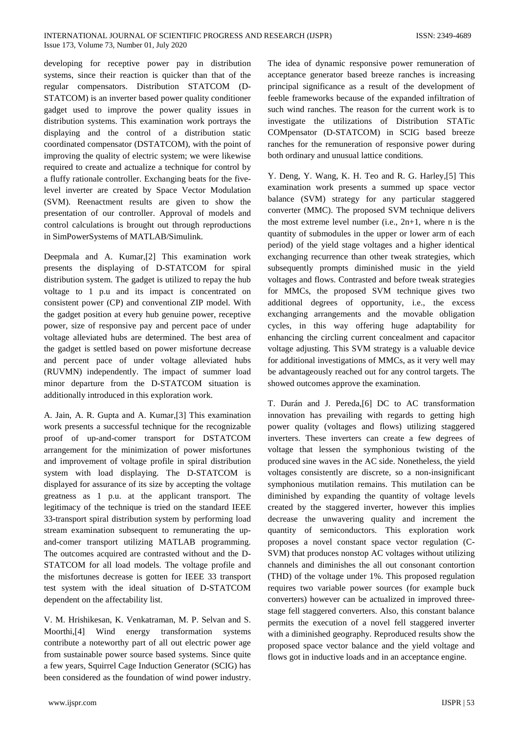developing for receptive power pay in distribution systems, since their reaction is quicker than that of the regular compensators. Distribution STATCOM (D-STATCOM) is an inverter based power quality conditioner gadget used to improve the power quality issues in distribution systems. This examination work portrays the displaying and the control of a distribution static coordinated compensator (DSTATCOM), with the point of improving the quality of electric system; we were likewise required to create and actualize a technique for control by a fluffy rationale controller. Exchanging beats for the five-level inverter are created by Space Vector Modulation (SVM). Reenactment results are given to show the presentation of our controller. Approval of models and control calculations is brought out through reproductions in SimPowerSystems of MATLAB/Simulink.

Deepmala and A. Kumar,[2] This examination work presents the displaying of D-STATCOM for spiral distribution system. The gadget is utilized to repay the hub voltage to 1 p.u and its impact is concentrated on consistent power (CP) and conventional ZIP model. With the gadget position at every hub genuine power, receptive power, size of responsive pay and percent pace of under voltage alleviated hubs are determined. The best area of the gadget is settled based on power misfortune decrease and percent pace of under voltage alleviated hubs (RUVMN) independently. The impact of summer load minor departure from the D-STATCOM situation is additionally introduced in this exploration work.

A. Jain, A. R. Gupta and A. Kumar,[3] This examination work presents a successful technique for the recognizable proof of up-and-comer transport for DSTATCOM arrangement for the minimization of power misfortunes and improvement of voltage profile in spiral distribution system with load displaying. The D-STATCOM is displayed for assurance of its size by accepting the voltage greatness as 1 p.u. at the applicant transport. The legitimacy of the technique is tried on the standard IEEE 33-transport spiral distribution system by performing load stream examination subsequent to remunerating the up-and-comer transport utilizing MATLAB programming. The outcomes acquired are contrasted without and the D-STATCOM for all load models. The voltage profile and the misfortunes decrease is gotten for IEEE 33 transport test system with the ideal situation of D-STATCOM dependent on the affectability list.

V. M. Hrishikesan, K. Venkatraman, M. P. Selvan and S. Moorthi,[4] Wind energy transformation systems contribute a noteworthy part of all out electric power age from sustainable power source based systems. Since quite a few years, Squirrel Cage Induction Generator (SCIG) has been considered as the foundation of wind power industry. The idea of dynamic responsive power remuneration of acceptance generator based breeze ranches is increasing principal significance as a result of the development of feeble frameworks because of the expanded infiltration of such wind ranches. The reason for the current work is to investigate the utilizations of Distribution STATic COMpensator (D-STATCOM) in SCIG based breeze ranches for the remuneration of responsive power during both ordinary and unusual lattice conditions.

Y. Deng, Y. Wang, K. H. Teo and R. G. Harley,[5] This examination work presents a summed up space vector balance (SVM) strategy for any particular staggered converter (MMC). The proposed SVM technique delivers the most extreme level number (i.e., $2n+1$, where n is the quantity of submodules in the upper or lower arm of each period) of the yield stage voltages and a higher identical exchanging recurrence than other tweak strategies, which subsequently prompts diminished music in the yield voltages and flows. Contrasted and before tweak strategies for MMCs, the proposed SVM technique gives two additional degrees of opportunity, i.e., the excess exchanging arrangements and the movable obligation cycles, in this way offering huge adaptability for enhancing the circling current concealment and capacitor voltage adjusting. This SVM strategy is a valuable device for additional investigations of MMCs, as it very well may be advantageously reached out for any control targets. The showed outcomes approve the examination.

T. Durán and J. Pereda,[6] DC to AC transformation innovation has prevailing with regards to getting high power quality (voltages and flows) utilizing staggered inverters. These inverters can create a few degrees of voltage that lessen the symphonious twisting of the produced sine waves in the AC side. Nonetheless, the yield voltages consistently are discrete, so a non-insignificant symphonious mutilation remains. This mutilation can be diminished by expanding the quantity of voltage levels created by the staggered inverter, however this implies decrease the unwavering quality and increment the quantity of semiconductors. This exploration work proposes a novel constant space vector regulation (C-SVM) that produces nonstop AC voltages without utilizing channels and diminishes the all out consonant contortion (THD) of the voltage under 1%. This proposed regulation requires two variable power sources (for example buck converters) however can be actualized in improved three-stage fell staggered converters. Also, this constant balance permits the execution of a novel fell staggered inverter with a diminished geography. Reproduced results show the proposed space vector balance and the yield voltage and flows got in inductive loads and in an acceptance engine.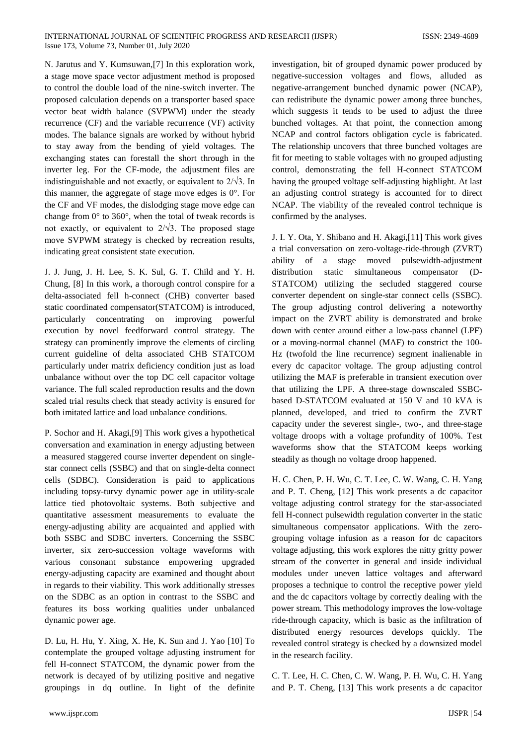N. Jarutus and Y. Kumsuwan,[7] In this exploration work, a stage move space vector adjustment method is proposed to control the double load of the nine-switch inverter. The proposed calculation depends on a transporter based space vector beat width balance (SVPWM) under the steady recurrence (CF) and the variable recurrence (VF) activity modes. The balance signals are worked by without hybrid to stay away from the bending of yield voltages. The exchanging states can forestall the short through in the inverter leg. For the CF-mode, the adjustment files are indistinguishable and not exactly, or equivalent to $2/\sqrt{3}$. In this manner, the aggregate of stage move edges is 0°. For the CF and VF modes, the dislodging stage move edge can change from 0° to 360°, when the total of tweak records is not exactly, or equivalent to $2/\sqrt{3}$. The proposed stage move SVPWM strategy is checked by recreation results, indicating great consistent state execution.

J. J. Jung, J. H. Lee, S. K. Sul, G. T. Child and Y. H. Chung, [8] In this work, a thorough control conspire for a delta-associated fell h-connect (CHB) converter based static coordinated compensator(STATCOM) is introduced, particularly concentrating on improving powerful execution by novel feedforward control strategy. The strategy can prominently improve the elements of circling current guideline of delta associated CHB STATCOM particularly under matrix deficiency condition just as load unbalance without over the top DC cell capacitor voltage variance. The full scaled reproduction results and the down scaled trial results check that steady activity is ensured for both imitated lattice and load unbalance conditions.

P. Sochor and H. Akagi,[9] This work gives a hypothetical conversation and examination in energy adjusting between a measured staggered course inverter dependent on single-star connect cells (SSBC) and that on single-delta connect cells (SDBC). Consideration is paid to applications including topsy-turvy dynamic power age in utility-scale lattice tied photovoltaic systems. Both subjective and quantitative assessment measurements to evaluate the energy-adjusting ability are acquainted and applied with both SSBC and SDBC inverters. Concerning the SSBC inverter, six zero-succession voltage waveforms with various consonant substance empowering upgraded energy-adjusting capacity are examined and thought about in regards to their viability. This work additionally stresses on the SDBC as an option in contrast to the SSBC and features its boss working qualities under unbalanced dynamic power age.

D. Lu, H. Hu, Y. Xing, X. He, K. Sun and J. Yao [10] To contemplate the grouped voltage adjusting instrument for fell H-connect STATCOM, the dynamic power from the network is decayed of by utilizing positive and negative groupings in dq outline. In light of the definite investigation, bit of grouped dynamic power produced by negative-succession voltages and flows, alluded as negative-arrangement bunched dynamic power (NCAP), can redistribute the dynamic power among three bunches, which suggests it tends to be used to adjust the three bunched voltages. At that point, the connection among NCAP and control factors obligation cycle is fabricated. The relationship uncovers that three bunched voltages are fit for meeting to stable voltages with no grouped adjusting control, demonstrating the fell H-connect STATCOM having the grouped voltage self-adjusting highlight. At last an adjusting control strategy is accounted for to direct NCAP. The viability of the revealed control technique is confirmed by the analyses.

J. I. Y. Ota, Y. Shibano and H. Akagi,[11] This work gives a trial conversation on zero-voltage-ride-through (ZVRT) ability of a stage moved pulsewidth-adjustment distribution static simultaneous compensator (D-STATCOM) utilizing the secluded staggered course converter dependent on single-star connect cells (SSBC). The group adjusting control delivering a noteworthy impact on the ZVRT ability is demonstrated and broke down with center around either a low-pass channel (LPF) or a moving-normal channel (MAF) to constrict the 100-Hz (twofold the line recurrence) segment inalienable in every dc capacitor voltage. The group adjusting control utilizing the MAF is preferable in transient execution over that utilizing the LPF. A three-stage downscaled SSBC-based D-STATCOM evaluated at 150 V and 10 kVA is planned, developed, and tried to confirm the ZVRT capacity under the severest single-, two-, and three-stage voltage droops with a voltage profundity of 100%. Test waveforms show that the STATCOM keeps working steadily as though no voltage droop happened.

H. C. Chen, P. H. Wu, C. T. Lee, C. W. Wang, C. H. Yang and P. T. Cheng, [12] This work presents a dc capacitor voltage adjusting control strategy for the star-associated fell H-connect pulsewidth regulation converter in the static simultaneous compensator applications. With the zero-grouping voltage infusion as a reason for dc capacitors voltage adjusting, this work explores the nitty gritty power stream of the converter in general and inside individual modules under uneven lattice voltages and afterward proposes a technique to control the receptive power yield and the dc capacitors voltage by correctly dealing with the power stream. This methodology improves the low-voltage ride-through capacity, which is basic as the infiltration of distributed energy resources develops quickly. The revealed control strategy is checked by a downsized model in the research facility.

C. T. Lee, H. C. Chen, C. W. Wang, P. H. Wu, C. H. Yang and P. T. Cheng, [13] This work presents a dc capacitor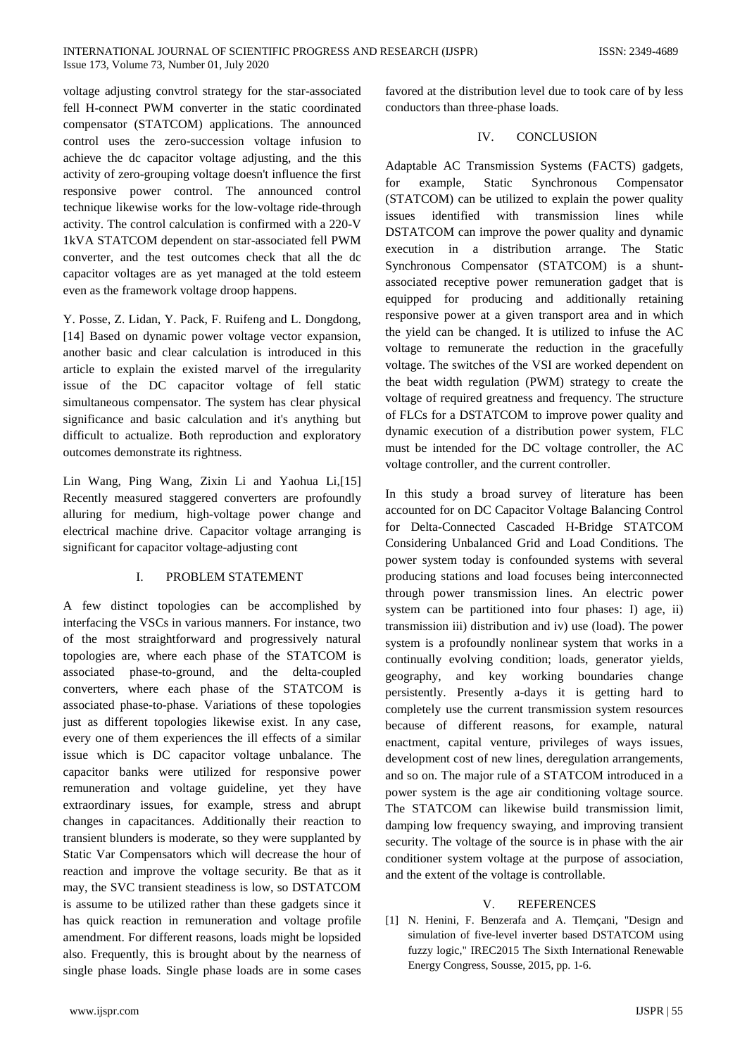voltage adjusting convtrol strategy for the star-associated fell H-connect PWM converter in the static coordinated compensator (STATCOM) applications. The announced control uses the zero-succession voltage infusion to achieve the dc capacitor voltage adjusting, and the this activity of zero-grouping voltage doesn't influence the first responsive power control. The announced control technique likewise works for the low-voltage ride-through activity. The control calculation is confirmed with a 220-V 1kVA STATCOM dependent on star-associated fell PWM converter, and the test outcomes check that all the dc capacitor voltages are as yet managed at the told esteem even as the framework voltage droop happens.

Y. Posse, Z. Lidan, Y. Pack, F. Ruifeng and L. Dongdong, [14] Based on dynamic power voltage vector expansion, another basic and clear calculation is introduced in this article to explain the existed marvel of the irregularity issue of the DC capacitor voltage of fell static simultaneous compensator. The system has clear physical significance and basic calculation and it's anything but difficult to actualize. Both reproduction and exploratory outcomes demonstrate its rightness.

Lin Wang, Ping Wang, Zixin Li and Yaohua Li,[15] Recently measured staggered converters are profoundly alluring for medium, high-voltage power change and electrical machine drive. Capacitor voltage arranging is significant for capacitor voltage-adjusting cont

## I. PROBLEM STATEMENT

A few distinct topologies can be accomplished by interfacing the VSCs in various manners. For instance, two of the most straightforward and progressively natural topologies are, where each phase of the STATCOM is associated phase-to-ground, and the delta-coupled converters, where each phase of the STATCOM is associated phase-to-phase. Variations of these topologies just as different topologies likewise exist. In any case, every one of them experiences the ill effects of a similar issue which is DC capacitor voltage unbalance. The capacitor banks were utilized for responsive power remuneration and voltage guideline, yet they have extraordinary issues, for example, stress and abrupt changes in capacitances. Additionally their reaction to transient blunders is moderate, so they were supplanted by Static Var Compensators which will decrease the hour of reaction and improve the voltage security. Be that as it may, the SVC transient steadiness is low, so DSTATCOM is assume to be utilized rather than these gadgets since it has quick reaction in remuneration and voltage profile amendment. For different reasons, loads might be lopsided also. Frequently, this is brought about by the nearness of single phase loads. Single phase loads are in some cases favored at the distribution level due to took care of by less conductors than three-phase loads.

## IV. CONCLUSION

Adaptable AC Transmission Systems (FACTS) gadgets, for example, Static Synchronous Compensator (STATCOM) can be utilized to explain the power quality issues identified with transmission lines while DSTATCOM can improve the power quality and dynamic execution in a distribution arrange. The Static Synchronous Compensator (STATCOM) is a shunt-associated receptive power remuneration gadget that is equipped for producing and additionally retaining responsive power at a given transport area and in which the yield can be changed. It is utilized to infuse the AC voltage to remunerate the reduction in the gracefully voltage. The switches of the VSI are worked dependent on the beat width regulation (PWM) strategy to create the voltage of required greatness and frequency. The structure of FLCs for a DSTATCOM to improve power quality and dynamic execution of a distribution power system, FLC must be intended for the DC voltage controller, the AC voltage controller, and the current controller.

In this study a broad survey of literature has been accounted for on DC Capacitor Voltage Balancing Control for Delta-Connected Cascaded H-Bridge STATCOM Considering Unbalanced Grid and Load Conditions. The power system today is confounded systems with several producing stations and load focuses being interconnected through power transmission lines. An electric power system can be partitioned into four phases: I) age, ii) transmission iii) distribution and iv) use (load). The power system is a profoundly nonlinear system that works in a continually evolving condition; loads, generator yields, geography, and key working boundaries change persistently. Presently a-days it is getting hard to completely use the current transmission system resources because of different reasons, for example, natural enactment, capital venture, privileges of ways issues, development cost of new lines, deregulation arrangements, and so on. The major rule of a STATCOM introduced in a power system is the age air conditioning voltage source. The STATCOM can likewise build transmission limit, damping low frequency swaying, and improving transient security. The voltage of the source is in phase with the air conditioner system voltage at the purpose of association, and the extent of the voltage is controllable.

## V. REFERENCES

[1] N. Henini, F. Benzerafa and A. Tlemçani, "Design and simulation of five-level inverter based DSTATCOM using fuzzy logic," IREC2015 The Sixth International Renewable Energy Congress, Sousse, 2015, pp. 1-6.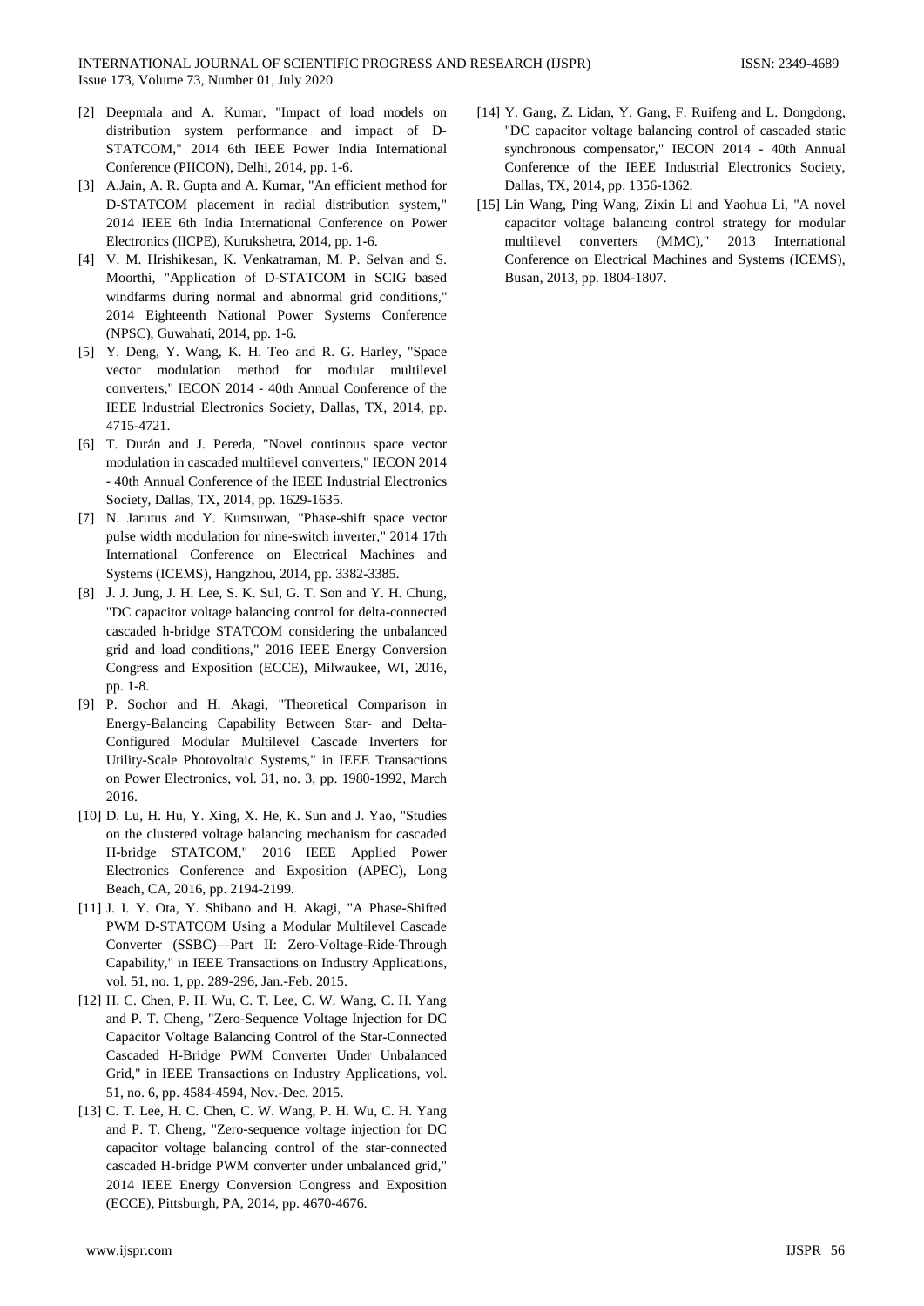[2] Deepmala and A. Kumar, "Impact of load models on distribution system performance and impact of D-STATCOM," 2014 6th IEEE Power India International Conference (PIICON), Delhi, 2014, pp. 1-6.

[3] A.Jain, A. R. Gupta and A. Kumar, "An efficient method for D-STATCOM placement in radial distribution system," 2014 IEEE 6th India International Conference on Power Electronics (IICPE), Kurukshetra, 2014, pp. 1-6.

[4] V. M. Hrishikesan, K. Venkatraman, M. P. Selvan and S. Moorthi, "Application of D-STATCOM in SCIG based windfarms during normal and abnormal grid conditions," 2014 Eighteenth National Power Systems Conference (NPSC), Guwahati, 2014, pp. 1-6.

[5] Y. Deng, Y. Wang, K. H. Teo and R. G. Harley, "Space vector modulation method for modular multilevel converters," IECON 2014 - 40th Annual Conference of the IEEE Industrial Electronics Society, Dallas, TX, 2014, pp. 4715-4721.

[6] T. Durán and J. Pereda, "Novel continous space vector modulation in cascaded multilevel converters," IECON 2014 - 40th Annual Conference of the IEEE Industrial Electronics Society, Dallas, TX, 2014, pp. 1629-1635.

[7] N. Jarutus and Y. Kumsuwan, "Phase-shift space vector pulse width modulation for nine-switch inverter," 2014 17th International Conference on Electrical Machines and Systems (ICEMS), Hangzhou, 2014, pp. 3382-3385.

[8] J. J. Jung, J. H. Lee, S. K. Sul, G. T. Son and Y. H. Chung, "DC capacitor voltage balancing control for delta-connected cascaded h-bridge STATCOM considering the unbalanced grid and load conditions," 2016 IEEE Energy Conversion Congress and Exposition (ECCE), Milwaukee, WI, 2016, pp. 1-8.

[9] P. Sochor and H. Akagi, "Theoretical Comparison in Energy-Balancing Capability Between Star- and Delta-Configured Modular Multilevel Cascade Inverters for Utility-Scale Photovoltaic Systems," in IEEE Transactions on Power Electronics, vol. 31, no. 3, pp. 1980-1992, March 2016.

[10] D. Lu, H. Hu, Y. Xing, X. He, K. Sun and J. Yao, "Studies on the clustered voltage balancing mechanism for cascaded H-bridge STATCOM," 2016 IEEE Applied Power Electronics Conference and Exposition (APEC), Long Beach, CA, 2016, pp. 2194-2199.

[11] J. I. Y. Ota, Y. Shibano and H. Akagi, "A Phase-Shifted PWM D-STATCOM Using a Modular Multilevel Cascade Converter (SSBC)—Part II: Zero-Voltage-Ride-Through Capability," in IEEE Transactions on Industry Applications, vol. 51, no. 1, pp. 289-296, Jan.-Feb. 2015.

[12] H. C. Chen, P. H. Wu, C. T. Lee, C. W. Wang, C. H. Yang and P. T. Cheng, "Zero-Sequence Voltage Injection for DC Capacitor Voltage Balancing Control of the Star-Connected Cascaded H-Bridge PWM Converter Under Unbalanced Grid," in IEEE Transactions on Industry Applications, vol. 51, no. 6, pp. 4584-4594, Nov.-Dec. 2015.

[13] C. T. Lee, H. C. Chen, C. W. Wang, P. H. Wu, C. H. Yang and P. T. Cheng, "Zero-sequence voltage injection for DC capacitor voltage balancing control of the star-connected cascaded H-bridge PWM converter under unbalanced grid," 2014 IEEE Energy Conversion Congress and Exposition (ECCE), Pittsburgh, PA, 2014, pp. 4670-4676.

[14] Y. Gang, Z. Lidan, Y. Gang, F. Ruifeng and L. Dongdong, "DC capacitor voltage balancing control of cascaded static synchronous compensator," IECON 2014 - 40th Annual Conference of the IEEE Industrial Electronics Society, Dallas, TX, 2014, pp. 1356-1362.

[15] Lin Wang, Ping Wang, Zixin Li and Yaohua Li, "A novel capacitor voltage balancing control strategy for modular multilevel converters (MMC)," 2013 International Conference on Electrical Machines and Systems (ICEMS), Busan, 2013, pp. 1804-1807.